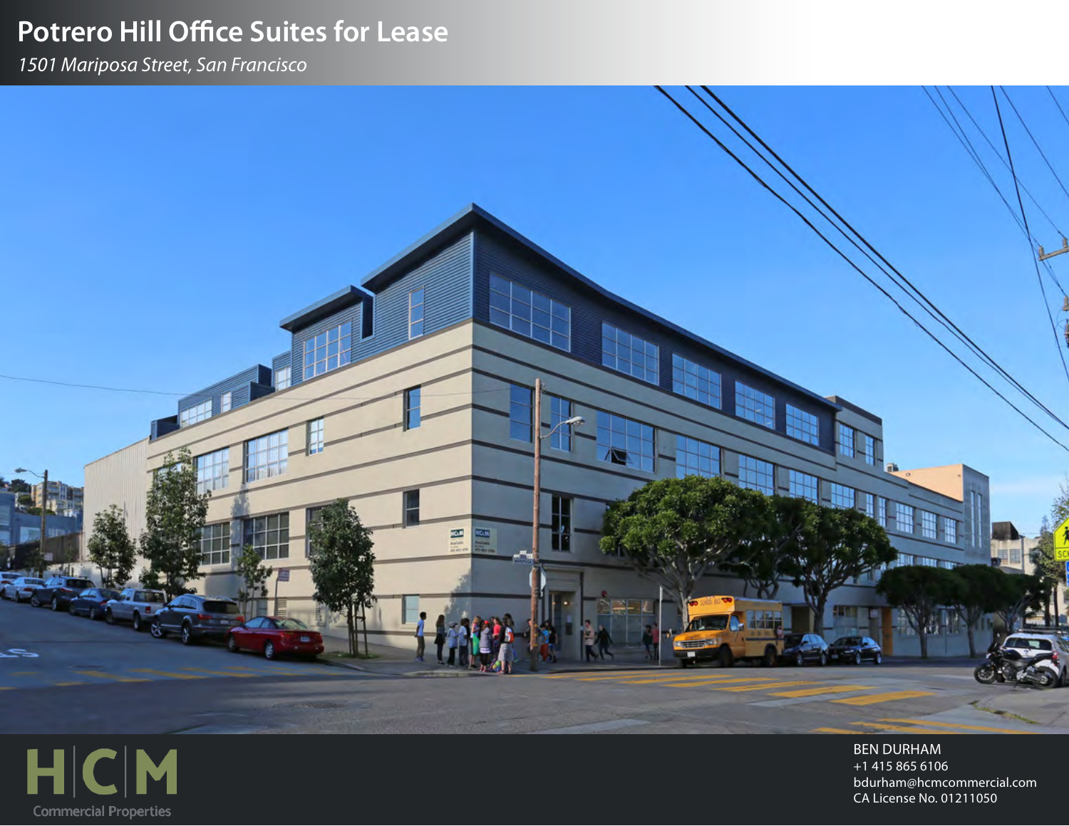# Potrero Hill Office Suites for Lease

*1501 Mariposa Street, San Francisco*

HCM

Commercial Properties

BEN DURHAM
+1 415 865 6106
bdurham@hcmcommercial.com
CA License No. 01211050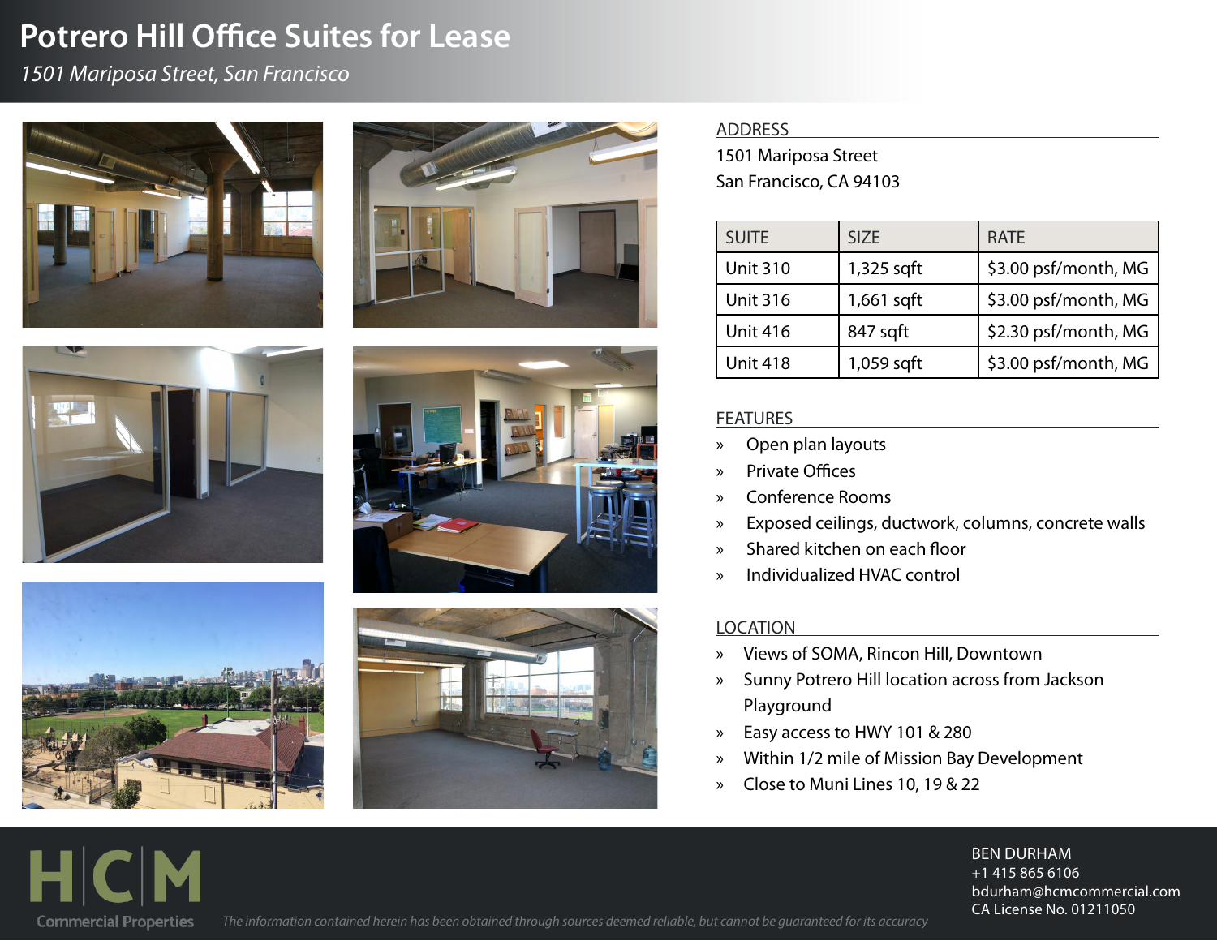# Potrero Hill Office Suites for Lease

*1501 Mariposa Street, San Francisco*

## ADDRESS

1501 Mariposa Street
San Francisco, CA 94103

| SUITE | SIZE | RATE |
| --- | --- | --- |
| Unit 310 | 1,325 sqft | $3.00 psf/month, MG |
| Unit 316 | 1,661 sqft | $3.00 psf/month, MG |
| Unit 416 | 847 sqft | $2.30 psf/month, MG |
| Unit 418 | 1,059 sqft | $3.00 psf/month, MG |

## FEATURES

- Open plan layouts
- Private Offices
- Conference Rooms
- Exposed ceilings, ductwork, columns, concrete walls
- Shared kitchen on each floor
- Individualized HVAC control

## LOCATION

- Views of SOMA, Rincon Hill, Downtown
- Sunny Potrero Hill location across from Jackson Playground
- Easy access to HWY 101 & 280
- Within 1/2 mile of Mission Bay Development
- Close to Muni Lines 10, 19 & 22

HCM Commercial Properties

*The information contained herein has been obtained through sources deemed reliable, but cannot be guaranteed for its accuracy*

BEN DURHAM
+1 415 865 6106
bdurham@hcmcommercial.com
CA License No. 01211050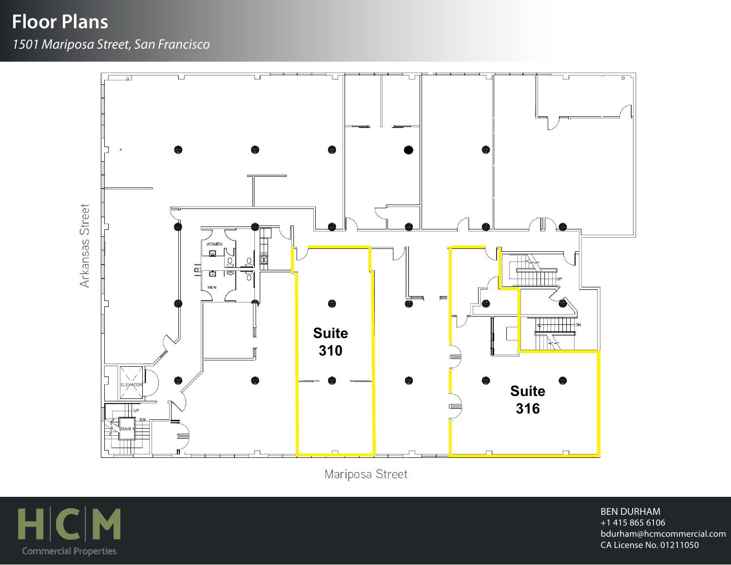# Floor Plans

*1501 Mariposa Street, San Francisco*

Arkansas Street

WOMEN

MEN

ELEVATOR

UP

DN

STAIR 1

UP

DN

**Suite 310**

**Suite 316**

Mariposa Street

HCM Commercial Properties

BEN DURHAM
+1 415 865 6106
bdurham@hcmcommercial.com
CA License No. 01211050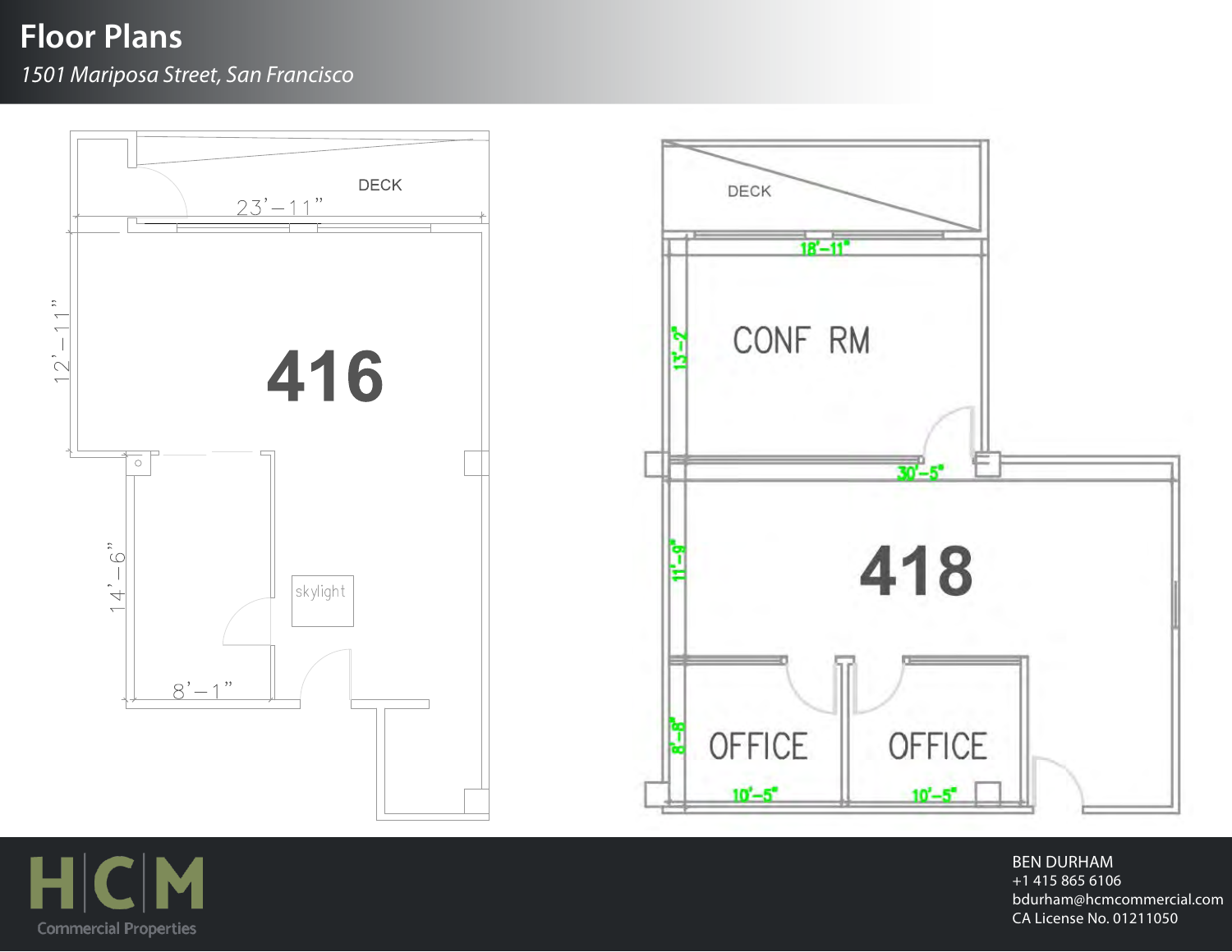# Floor Plans

*1501 Mariposa Street, San Francisco*

DECK

23'–11"

12'–11"

416

14'–6"

skylight

8'–1"

DECK

18'–11"

CONF RM

13'–2"

30'–5"

11'–9"

418

8'–8"

OFFICE

OFFICE

10'–5"

10'–5"

BEN DURHAM
+1 415 865 6106
bdurham@hcmcommercial.com
CA License No. 01211050

HCM Commercial Properties